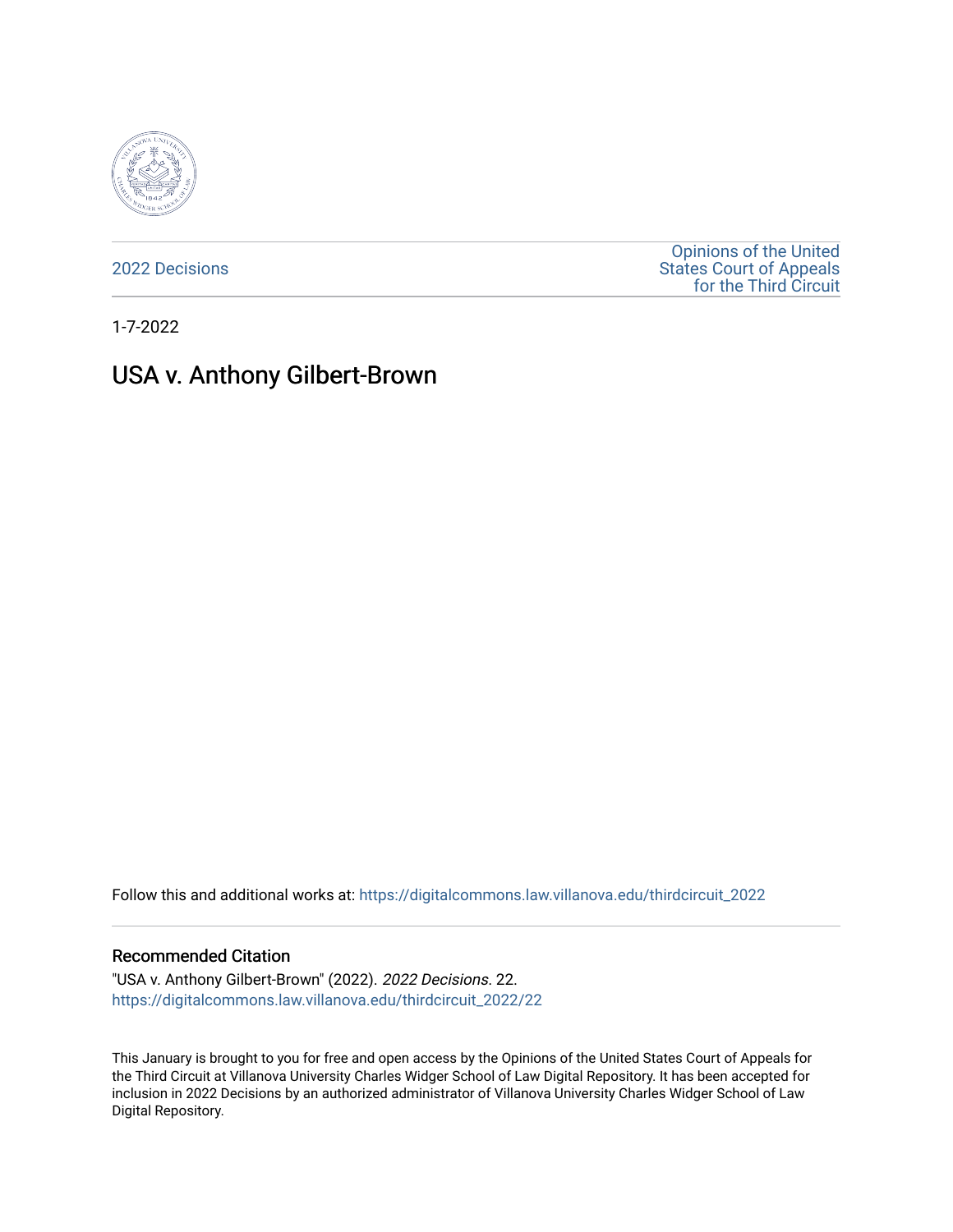2022 Decisions

Opinions of the United States Court of Appeals for the Third Circuit

1-7-2022

# USA v. Anthony Gilbert-Brown

Follow this and additional works at: https://digitalcommons.law.villanova.edu/thirdcircuit_2022

### Recommended Citation

"USA v. Anthony Gilbert-Brown" (2022). *2022 Decisions*. 22.
https://digitalcommons.law.villanova.edu/thirdcircuit_2022/22

This January is brought to you for free and open access by the Opinions of the United States Court of Appeals for the Third Circuit at Villanova University Charles Widger School of Law Digital Repository. It has been accepted for inclusion in 2022 Decisions by an authorized administrator of Villanova University Charles Widger School of Law Digital Repository.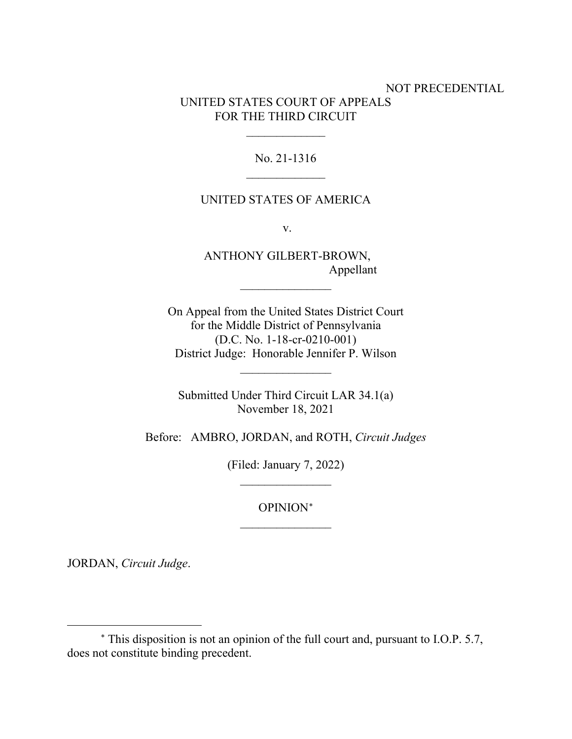NOT PRECEDENTIAL

UNITED STATES COURT OF APPEALS
FOR THE THIRD CIRCUIT

\_\_\_\_\_\_\_\_\_\_\_\_\_

No. 21-1316

\_\_\_\_\_\_\_\_\_\_\_\_\_

UNITED STATES OF AMERICA

v.

ANTHONY GILBERT-BROWN,
Appellant

\_\_\_\_\_\_\_\_\_\_\_\_\_\_\_

On Appeal from the United States District Court
for the Middle District of Pennsylvania
(D.C. No. 1-18-cr-0210-001)
District Judge: Honorable Jennifer P. Wilson

\_\_\_\_\_\_\_\_\_\_\_\_\_\_\_

Submitted Under Third Circuit LAR 34.1(a)
November 18, 2021

Before: AMBRO, JORDAN, and ROTH, *Circuit Judges*

(Filed: January 7, 2022)

\_\_\_\_\_\_\_\_\_\_\_\_\_\_\_

OPINION[*]

\_\_\_\_\_\_\_\_\_\_\_\_\_\_\_

JORDAN, *Circuit Judge*.

---

[*] This disposition is not an opinion of the full court and, pursuant to I.O.P. 5.7, does not constitute binding precedent.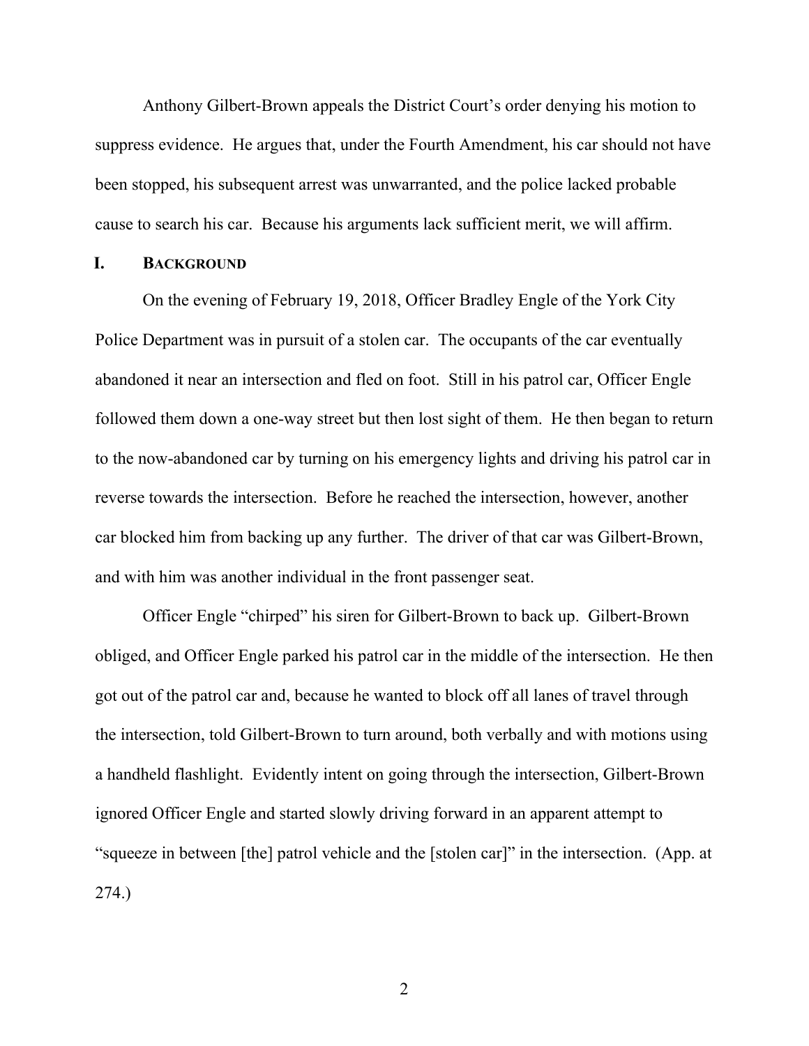Anthony Gilbert-Brown appeals the District Court's order denying his motion to suppress evidence. He argues that, under the Fourth Amendment, his car should not have been stopped, his subsequent arrest was unwarranted, and the police lacked probable cause to search his car. Because his arguments lack sufficient merit, we will affirm.

## I. BACKGROUND

On the evening of February 19, 2018, Officer Bradley Engle of the York City Police Department was in pursuit of a stolen car. The occupants of the car eventually abandoned it near an intersection and fled on foot. Still in his patrol car, Officer Engle followed them down a one-way street but then lost sight of them. He then began to return to the now-abandoned car by turning on his emergency lights and driving his patrol car in reverse towards the intersection. Before he reached the intersection, however, another car blocked him from backing up any further. The driver of that car was Gilbert-Brown, and with him was another individual in the front passenger seat.

Officer Engle "chirped" his siren for Gilbert-Brown to back up. Gilbert-Brown obliged, and Officer Engle parked his patrol car in the middle of the intersection. He then got out of the patrol car and, because he wanted to block off all lanes of travel through the intersection, told Gilbert-Brown to turn around, both verbally and with motions using a handheld flashlight. Evidently intent on going through the intersection, Gilbert-Brown ignored Officer Engle and started slowly driving forward in an apparent attempt to "squeeze in between [the] patrol vehicle and the [stolen car]" in the intersection. (App. at 274.)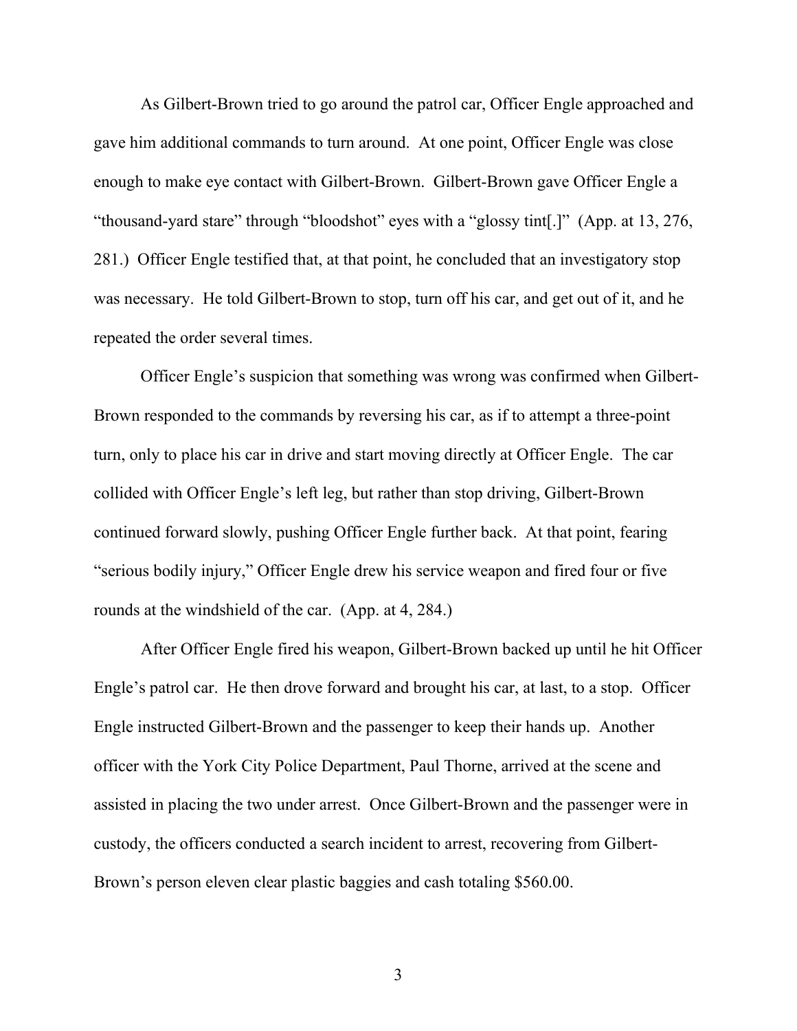As Gilbert-Brown tried to go around the patrol car, Officer Engle approached and gave him additional commands to turn around. At one point, Officer Engle was close enough to make eye contact with Gilbert-Brown. Gilbert-Brown gave Officer Engle a "thousand-yard stare" through "bloodshot" eyes with a "glossy tint[.]" (App. at 13, 276, 281.) Officer Engle testified that, at that point, he concluded that an investigatory stop was necessary. He told Gilbert-Brown to stop, turn off his car, and get out of it, and he repeated the order several times.

Officer Engle's suspicion that something was wrong was confirmed when Gilbert-Brown responded to the commands by reversing his car, as if to attempt a three-point turn, only to place his car in drive and start moving directly at Officer Engle. The car collided with Officer Engle's left leg, but rather than stop driving, Gilbert-Brown continued forward slowly, pushing Officer Engle further back. At that point, fearing "serious bodily injury," Officer Engle drew his service weapon and fired four or five rounds at the windshield of the car. (App. at 4, 284.)

After Officer Engle fired his weapon, Gilbert-Brown backed up until he hit Officer Engle's patrol car. He then drove forward and brought his car, at last, to a stop. Officer Engle instructed Gilbert-Brown and the passenger to keep their hands up. Another officer with the York City Police Department, Paul Thorne, arrived at the scene and assisted in placing the two under arrest. Once Gilbert-Brown and the passenger were in custody, the officers conducted a search incident to arrest, recovering from Gilbert-Brown's person eleven clear plastic baggies and cash totaling $560.00.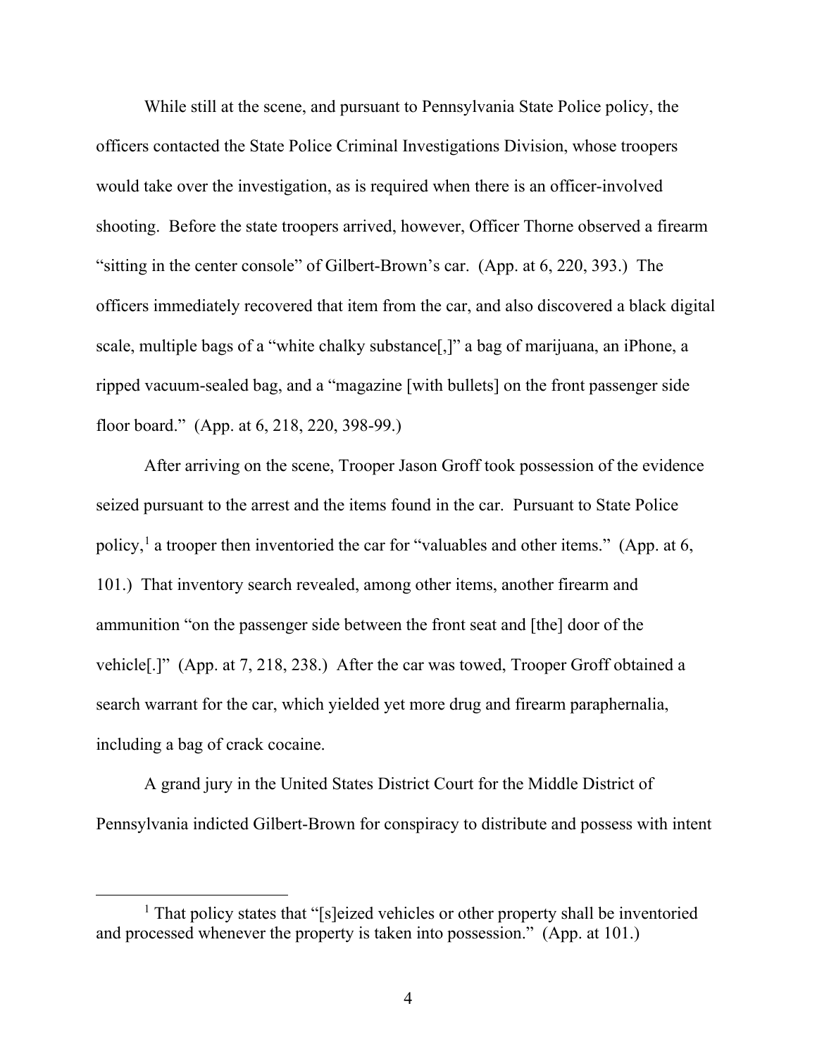While still at the scene, and pursuant to Pennsylvania State Police policy, the officers contacted the State Police Criminal Investigations Division, whose troopers would take over the investigation, as is required when there is an officer-involved shooting. Before the state troopers arrived, however, Officer Thorne observed a firearm "sitting in the center console" of Gilbert-Brown's car. (App. at 6, 220, 393.) The officers immediately recovered that item from the car, and also discovered a black digital scale, multiple bags of a "white chalky substance[,]" a bag of marijuana, an iPhone, a ripped vacuum-sealed bag, and a "magazine [with bullets] on the front passenger side floor board." (App. at 6, 218, 220, 398-99.)

After arriving on the scene, Trooper Jason Groff took possession of the evidence seized pursuant to the arrest and the items found in the car. Pursuant to State Police policy,[1] a trooper then inventoried the car for "valuables and other items." (App. at 6, 101.) That inventory search revealed, among other items, another firearm and ammunition "on the passenger side between the front seat and [the] door of the vehicle[.]" (App. at 7, 218, 238.) After the car was towed, Trooper Groff obtained a search warrant for the car, which yielded yet more drug and firearm paraphernalia, including a bag of crack cocaine.

A grand jury in the United States District Court for the Middle District of Pennsylvania indicted Gilbert-Brown for conspiracy to distribute and possess with intent

---

[1] That policy states that "[s]eized vehicles or other property shall be inventoried and processed whenever the property is taken into possession." (App. at 101.)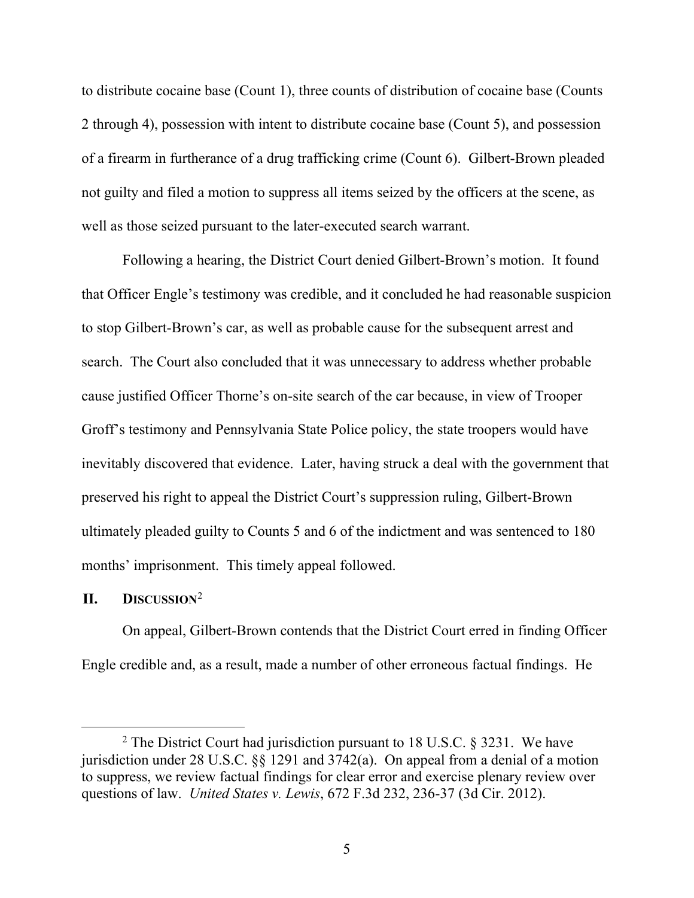to distribute cocaine base (Count 1), three counts of distribution of cocaine base (Counts 2 through 4), possession with intent to distribute cocaine base (Count 5), and possession of a firearm in furtherance of a drug trafficking crime (Count 6). Gilbert-Brown pleaded not guilty and filed a motion to suppress all items seized by the officers at the scene, as well as those seized pursuant to the later-executed search warrant.

Following a hearing, the District Court denied Gilbert-Brown's motion. It found that Officer Engle's testimony was credible, and it concluded he had reasonable suspicion to stop Gilbert-Brown's car, as well as probable cause for the subsequent arrest and search. The Court also concluded that it was unnecessary to address whether probable cause justified Officer Thorne's on-site search of the car because, in view of Trooper Groff's testimony and Pennsylvania State Police policy, the state troopers would have inevitably discovered that evidence. Later, having struck a deal with the government that preserved his right to appeal the District Court's suppression ruling, Gilbert-Brown ultimately pleaded guilty to Counts 5 and 6 of the indictment and was sentenced to 180 months' imprisonment. This timely appeal followed.

## II. Discussion[2]

On appeal, Gilbert-Brown contends that the District Court erred in finding Officer Engle credible and, as a result, made a number of other erroneous factual findings. He

---

[2] The District Court had jurisdiction pursuant to 18 U.S.C. § 3231. We have jurisdiction under 28 U.S.C. §§ 1291 and 3742(a). On appeal from a denial of a motion to suppress, we review factual findings for clear error and exercise plenary review over questions of law. *United States v. Lewis*, 672 F.3d 232, 236-37 (3d Cir. 2012).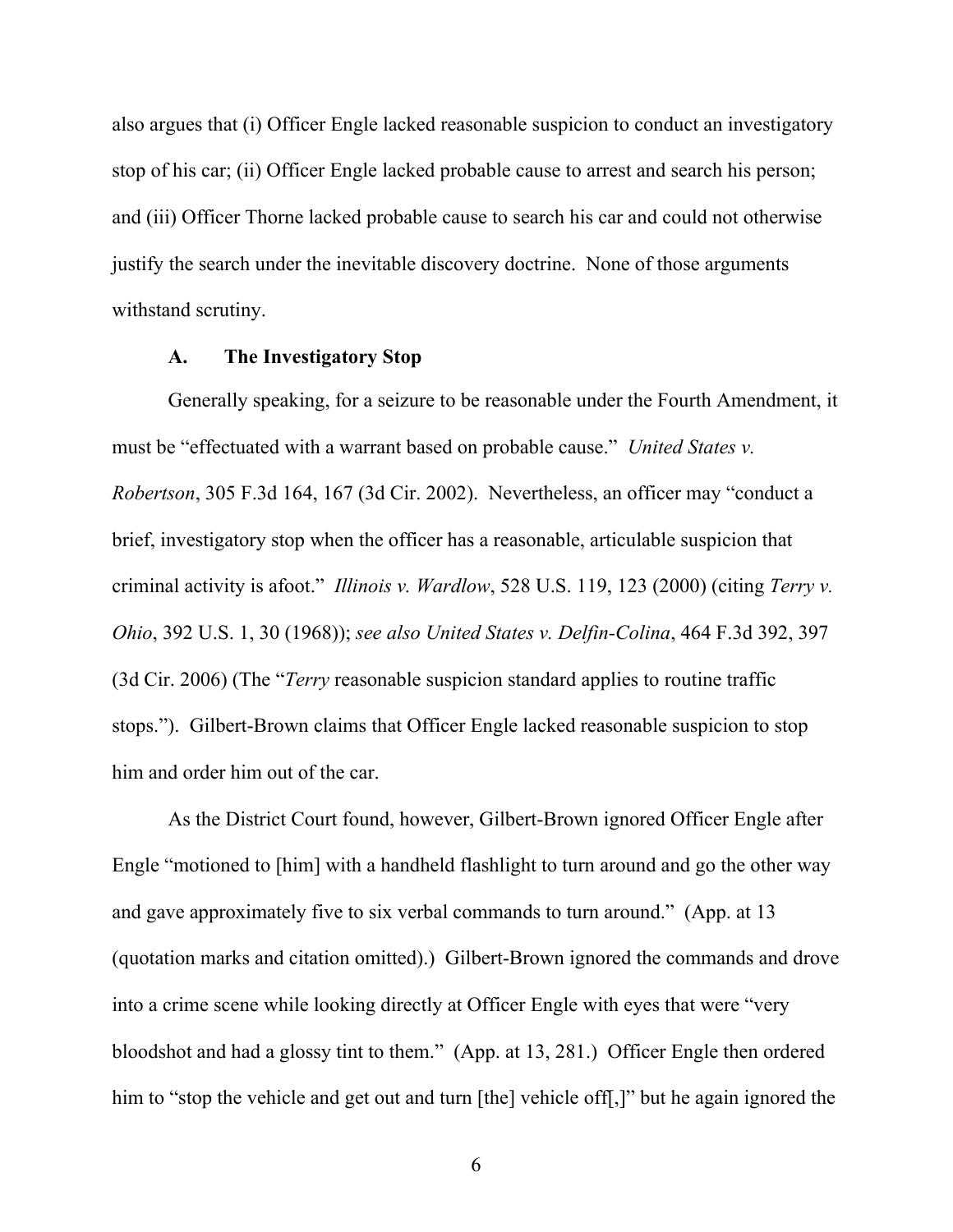also argues that (i) Officer Engle lacked reasonable suspicion to conduct an investigatory stop of his car; (ii) Officer Engle lacked probable cause to arrest and search his person; and (iii) Officer Thorne lacked probable cause to search his car and could not otherwise justify the search under the inevitable discovery doctrine. None of those arguments withstand scrutiny.

### A. The Investigatory Stop

Generally speaking, for a seizure to be reasonable under the Fourth Amendment, it must be "effectuated with a warrant based on probable cause." *United States v. Robertson*, 305 F.3d 164, 167 (3d Cir. 2002). Nevertheless, an officer may "conduct a brief, investigatory stop when the officer has a reasonable, articulable suspicion that criminal activity is afoot." *Illinois v. Wardlow*, 528 U.S. 119, 123 (2000) (citing *Terry v. Ohio*, 392 U.S. 1, 30 (1968)); *see also United States v. Delfin-Colina*, 464 F.3d 392, 397 (3d Cir. 2006) (The "*Terry* reasonable suspicion standard applies to routine traffic stops."). Gilbert-Brown claims that Officer Engle lacked reasonable suspicion to stop him and order him out of the car.

As the District Court found, however, Gilbert-Brown ignored Officer Engle after Engle "motioned to [him] with a handheld flashlight to turn around and go the other way and gave approximately five to six verbal commands to turn around." (App. at 13 (quotation marks and citation omitted).) Gilbert-Brown ignored the commands and drove into a crime scene while looking directly at Officer Engle with eyes that were "very bloodshot and had a glossy tint to them." (App. at 13, 281.) Officer Engle then ordered him to "stop the vehicle and get out and turn [the] vehicle off[,]" but he again ignored the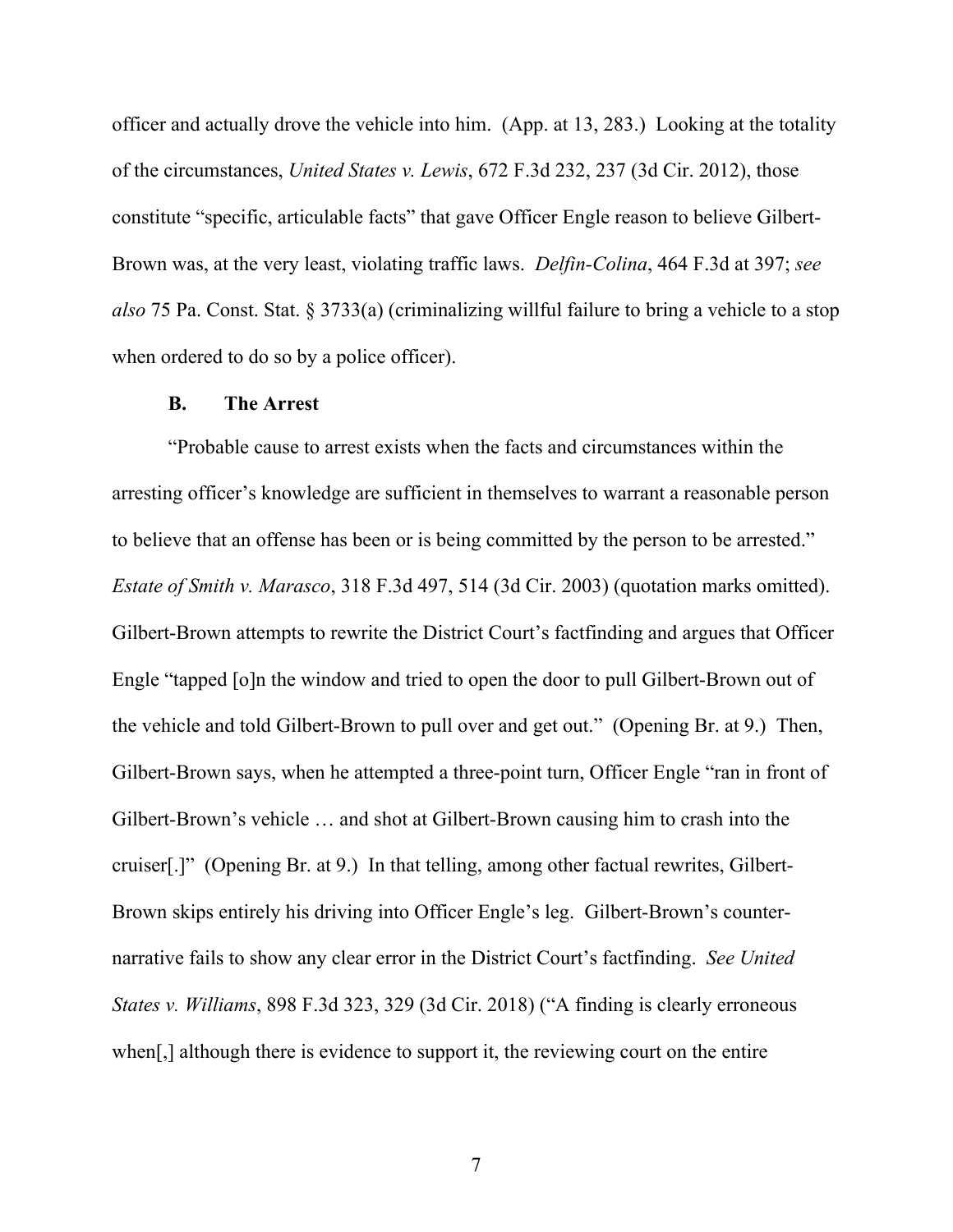officer and actually drove the vehicle into him. (App. at 13, 283.) Looking at the totality of the circumstances, *United States v. Lewis*, 672 F.3d 232, 237 (3d Cir. 2012), those constitute "specific, articulable facts" that gave Officer Engle reason to believe Gilbert-Brown was, at the very least, violating traffic laws. *Delfin-Colina*, 464 F.3d at 397; *see also* 75 Pa. Const. Stat. § 3733(a) (criminalizing willful failure to bring a vehicle to a stop when ordered to do so by a police officer).

### B. The Arrest

"Probable cause to arrest exists when the facts and circumstances within the arresting officer's knowledge are sufficient in themselves to warrant a reasonable person to believe that an offense has been or is being committed by the person to be arrested." *Estate of Smith v. Marasco*, 318 F.3d 497, 514 (3d Cir. 2003) (quotation marks omitted). Gilbert-Brown attempts to rewrite the District Court's factfinding and argues that Officer Engle "tapped [o]n the window and tried to open the door to pull Gilbert-Brown out of the vehicle and told Gilbert-Brown to pull over and get out." (Opening Br. at 9.) Then, Gilbert-Brown says, when he attempted a three-point turn, Officer Engle "ran in front of Gilbert-Brown's vehicle … and shot at Gilbert-Brown causing him to crash into the cruiser[.]" (Opening Br. at 9.) In that telling, among other factual rewrites, Gilbert-Brown skips entirely his driving into Officer Engle's leg. Gilbert-Brown's counter-narrative fails to show any clear error in the District Court's factfinding. *See United States v. Williams*, 898 F.3d 323, 329 (3d Cir. 2018) ("A finding is clearly erroneous when[,] although there is evidence to support it, the reviewing court on the entire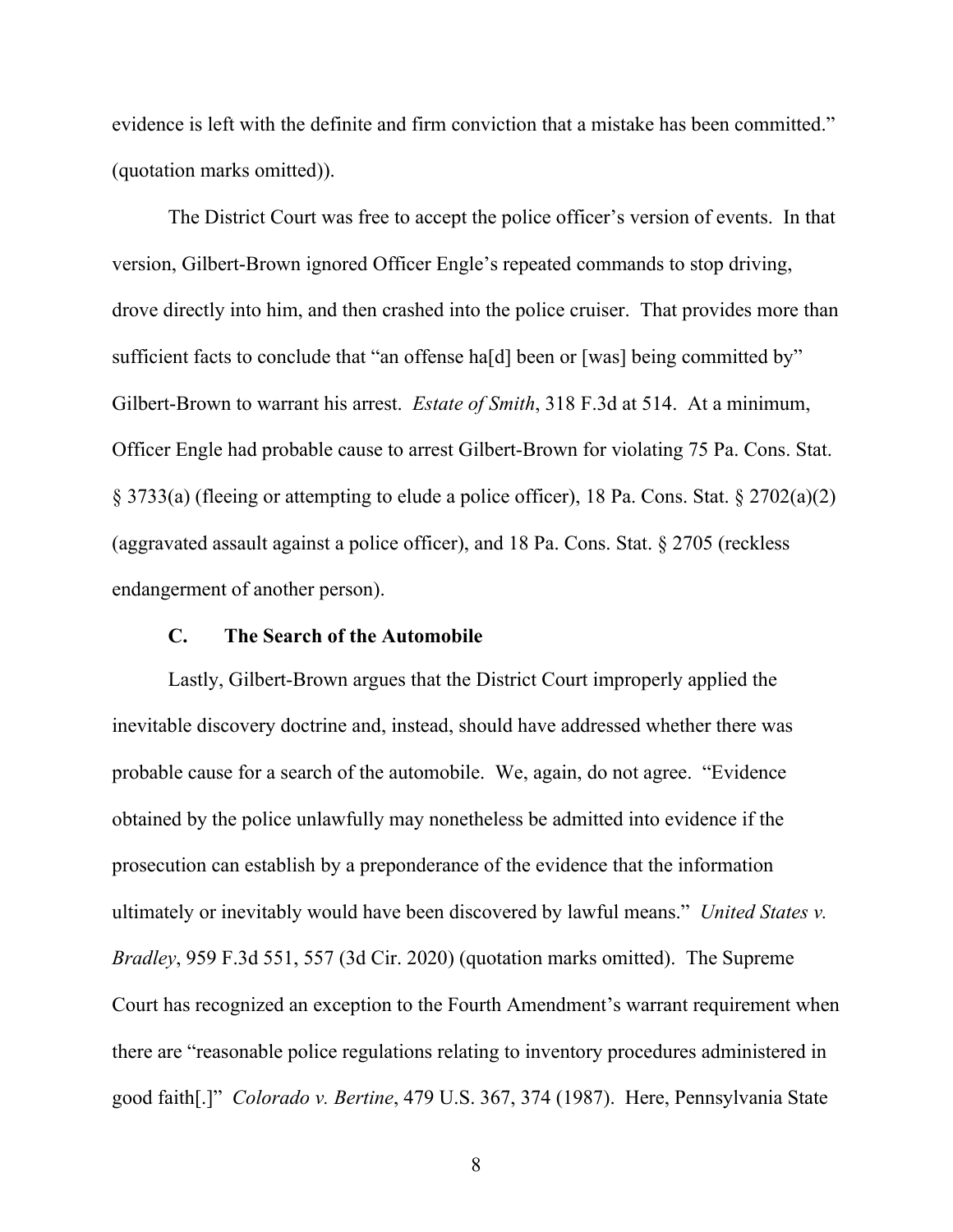evidence is left with the definite and firm conviction that a mistake has been committed." (quotation marks omitted)).

The District Court was free to accept the police officer's version of events. In that version, Gilbert-Brown ignored Officer Engle's repeated commands to stop driving, drove directly into him, and then crashed into the police cruiser. That provides more than sufficient facts to conclude that "an offense ha[d] been or [was] being committed by" Gilbert-Brown to warrant his arrest. *Estate of Smith*, 318 F.3d at 514. At a minimum, Officer Engle had probable cause to arrest Gilbert-Brown for violating 75 Pa. Cons. Stat. § 3733(a) (fleeing or attempting to elude a police officer), 18 Pa. Cons. Stat. § 2702(a)(2) (aggravated assault against a police officer), and 18 Pa. Cons. Stat. § 2705 (reckless endangerment of another person).

### C. The Search of the Automobile

Lastly, Gilbert-Brown argues that the District Court improperly applied the inevitable discovery doctrine and, instead, should have addressed whether there was probable cause for a search of the automobile. We, again, do not agree. "Evidence obtained by the police unlawfully may nonetheless be admitted into evidence if the prosecution can establish by a preponderance of the evidence that the information ultimately or inevitably would have been discovered by lawful means." *United States v. Bradley*, 959 F.3d 551, 557 (3d Cir. 2020) (quotation marks omitted). The Supreme Court has recognized an exception to the Fourth Amendment's warrant requirement when there are "reasonable police regulations relating to inventory procedures administered in good faith[.]" *Colorado v. Bertine*, 479 U.S. 367, 374 (1987). Here, Pennsylvania State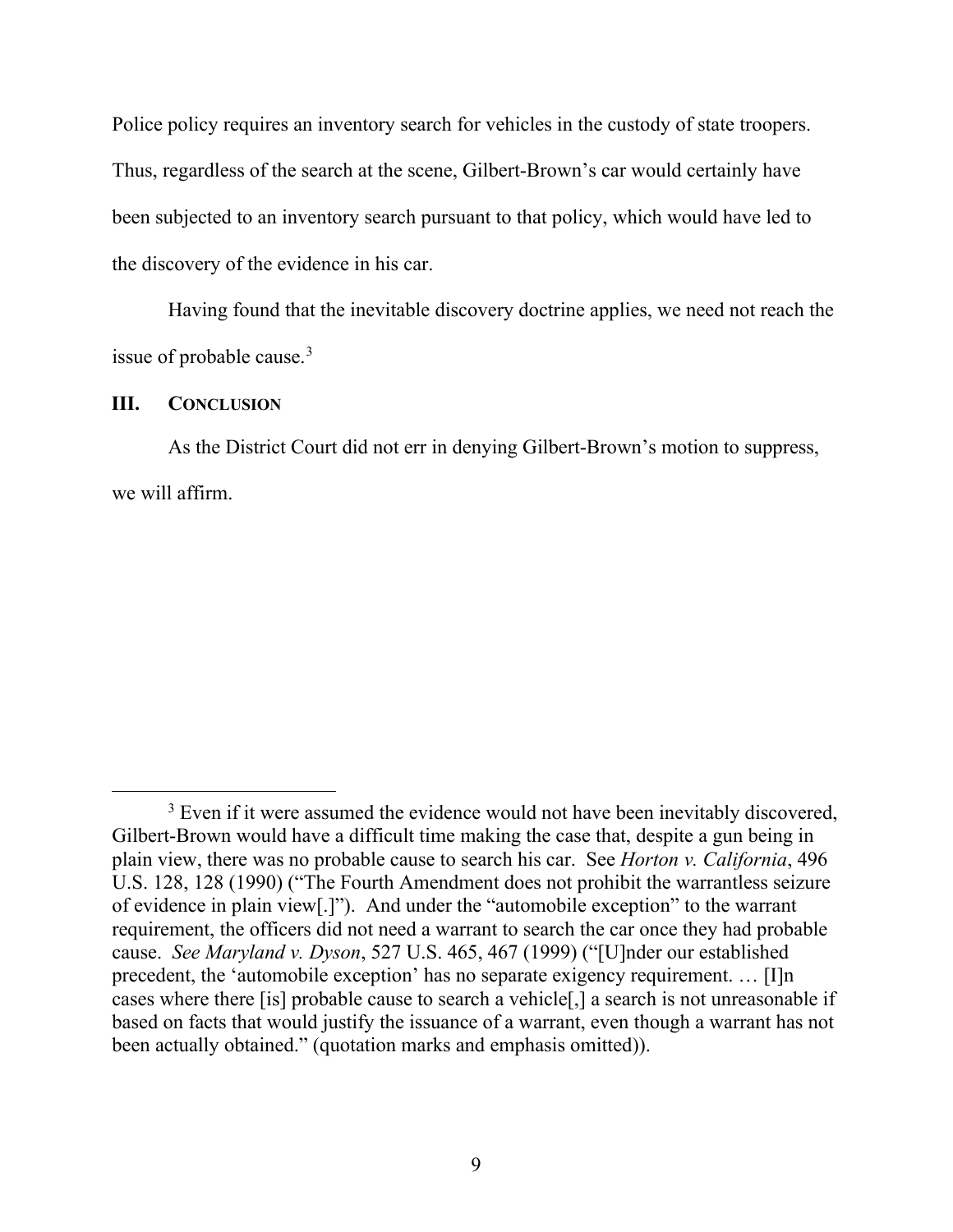Police policy requires an inventory search for vehicles in the custody of state troopers. Thus, regardless of the search at the scene, Gilbert-Brown's car would certainly have been subjected to an inventory search pursuant to that policy, which would have led to the discovery of the evidence in his car.

Having found that the inevitable discovery doctrine applies, we need not reach the issue of probable cause.[3]

## III. CONCLUSION

As the District Court did not err in denying Gilbert-Brown's motion to suppress, we will affirm.

---

[3] Even if it were assumed the evidence would not have been inevitably discovered, Gilbert-Brown would have a difficult time making the case that, despite a gun being in plain view, there was no probable cause to search his car. See *Horton v. California*, 496 U.S. 128, 128 (1990) ("The Fourth Amendment does not prohibit the warrantless seizure of evidence in plain view[.]"). And under the "automobile exception" to the warrant requirement, the officers did not need a warrant to search the car once they had probable cause. *See Maryland v. Dyson*, 527 U.S. 465, 467 (1999) ("[U]nder our established precedent, the 'automobile exception' has no separate exigency requirement. … [I]n cases where there [is] probable cause to search a vehicle[,] a search is not unreasonable if based on facts that would justify the issuance of a warrant, even though a warrant has not been actually obtained." (quotation marks and emphasis omitted)).